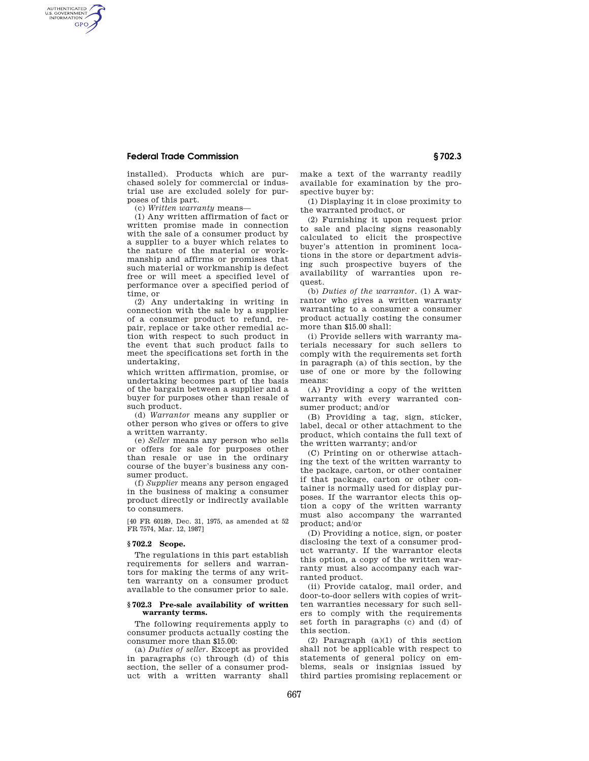installed). Products which are purchased solely for commercial or industrial use are excluded solely for purposes of this part.

(c) *Written warranty* means—

(1) Any written affirmation of fact or written promise made in connection with the sale of a consumer product by a supplier to a buyer which relates to the nature of the material or workmanship and affirms or promises that such material or workmanship is defect free or will meet a specified level of performance over a specified period of time, or

(2) Any undertaking in writing in connection with the sale by a supplier of a consumer product to refund, repair, replace or take other remedial action with respect to such product in the event that such product fails to meet the specifications set forth in the undertaking,

which written affirmation, promise, or undertaking becomes part of the basis of the bargain between a supplier and a buyer for purposes other than resale of such product.

(d) *Warrantor* means any supplier or other person who gives or offers to give a written warranty.

(e) *Seller* means any person who sells or offers for sale for purposes other than resale or use in the ordinary course of the buyer's business any consumer product.

(f) *Supplier* means any person engaged in the business of making a consumer product directly or indirectly available to consumers.

[40 FR 60189, Dec. 31, 1975, as amended at 52 FR 7574, Mar. 12, 1987]

## § 702.2 Scope.

The regulations in this part establish requirements for sellers and warrantors for making the terms of any written warranty on a consumer product available to the consumer prior to sale.

## § 702.3 Pre-sale availability of written warranty terms.

The following requirements apply to consumer products actually costing the consumer more than $15.00:

(a) *Duties of seller.* Except as provided in paragraphs (c) through (d) of this section, the seller of a consumer product with a written warranty shall make a text of the warranty readily available for examination by the prospective buyer by:

(1) Displaying it in close proximity to the warranted product, or

(2) Furnishing it upon request prior to sale and placing signs reasonably calculated to elicit the prospective buyer's attention in prominent locations in the store or department advising such prospective buyers of the availability of warranties upon request.

(b) *Duties of the warrantor.* (1) A warrantor who gives a written warranty warranting to a consumer a consumer product actually costing the consumer more than $15.00 shall:

(i) Provide sellers with warranty materials necessary for such sellers to comply with the requirements set forth in paragraph (a) of this section, by the use of one or more by the following means:

(A) Providing a copy of the written warranty with every warranted consumer product; and/or

(B) Providing a tag, sign, sticker, label, decal or other attachment to the product, which contains the full text of the written warranty; and/or

(C) Printing on or otherwise attaching the text of the written warranty to the package, carton, or other container if that package, carton or other container is normally used for display purposes. If the warrantor elects this option a copy of the written warranty must also accompany the warranted product; and/or

(D) Providing a notice, sign, or poster disclosing the text of a consumer product warranty. If the warrantor elects this option, a copy of the written warranty must also accompany each warranted product.

(ii) Provide catalog, mail order, and door-to-door sellers with copies of written warranties necessary for such sellers to comply with the requirements set forth in paragraphs (c) and (d) of this section.

(2) Paragraph (a)(1) of this section shall not be applicable with respect to statements of general policy on emblems, seals or insignias issued by third parties promising replacement or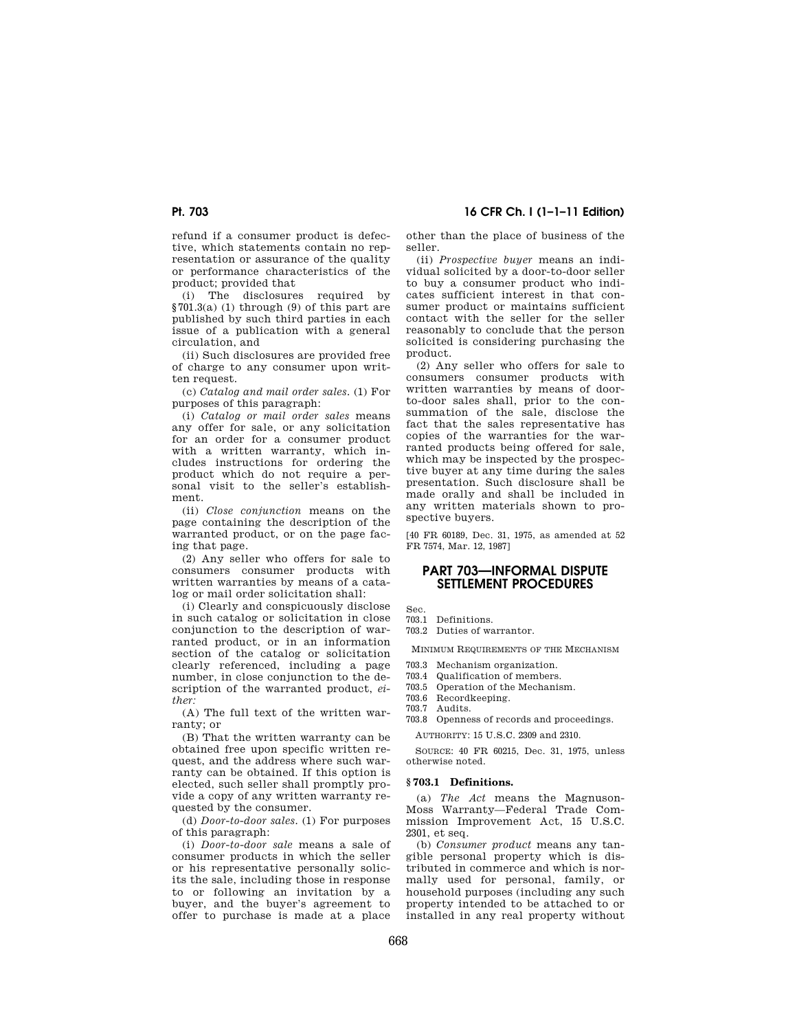refund if a consumer product is defective, which statements contain no representation or assurance of the quality or performance characteristics of the product; provided that

(i) The disclosures required by §701.3(a) (1) through (9) of this part are published by such third parties in each issue of a publication with a general circulation, and

(ii) Such disclosures are provided free of charge to any consumer upon written request.

(c) *Catalog and mail order sales.* (1) For purposes of this paragraph:

(i) *Catalog or mail order sales* means any offer for sale, or any solicitation for an order for a consumer product with a written warranty, which includes instructions for ordering the product which do not require a personal visit to the seller's establishment.

(ii) *Close conjunction* means on the page containing the description of the warranted product, or on the page facing that page.

(2) Any seller who offers for sale to consumers consumer products with written warranties by means of a catalog or mail order solicitation shall:

(i) Clearly and conspicuously disclose in such catalog or solicitation in close conjunction to the description of warranted product, or in an information section of the catalog or solicitation clearly referenced, including a page number, in close conjunction to the description of the warranted product, *either:*

(A) The full text of the written warranty; or

(B) That the written warranty can be obtained free upon specific written request, and the address where such warranty can be obtained. If this option is elected, such seller shall promptly provide a copy of any written warranty requested by the consumer.

(d) *Door-to-door sales.* (1) For purposes of this paragraph:

(i) *Door-to-door sale* means a sale of consumer products in which the seller or his representative personally solicits the sale, including those in response to or following an invitation by a buyer, and the buyer's agreement to offer to purchase is made at a place other than the place of business of the seller.

(ii) *Prospective buyer* means an individual solicited by a door-to-door seller to buy a consumer product who indicates sufficient interest in that consumer product or maintains sufficient contact with the seller for the seller reasonably to conclude that the person solicited is considering purchasing the product.

(2) Any seller who offers for sale to consumers consumer products with written warranties by means of door-to-door sales shall, prior to the consummation of the sale, disclose the fact that the sales representative has copies of the warranties for the warranted products being offered for sale, which may be inspected by the prospective buyer at any time during the sales presentation. Such disclosure shall be made orally and shall be included in any written materials shown to prospective buyers.

[40 FR 60189, Dec. 31, 1975, as amended at 52 FR 7574, Mar. 12, 1987]

## PART 703—INFORMAL DISPUTE SETTLEMENT PROCEDURES

Sec.
703.1 Definitions.
703.2 Duties of warrantor.

MINIMUM REQUIREMENTS OF THE MECHANISM

703.3 Mechanism organization.
703.4 Qualification of members.
703.5 Operation of the Mechanism.
703.6 Recordkeeping.
703.7 Audits.
703.8 Openness of records and proceedings.

AUTHORITY: 15 U.S.C. 2309 and 2310.

SOURCE: 40 FR 60215, Dec. 31, 1975, unless otherwise noted.

### § 703.1 Definitions.

(a) *The Act* means the Magnuson-Moss Warranty—Federal Trade Commission Improvement Act, 15 U.S.C. 2301, et seq.

(b) *Consumer product* means any tangible personal property which is distributed in commerce and which is normally used for personal, family, or household purposes (including any such property intended to be attached to or installed in any real property without